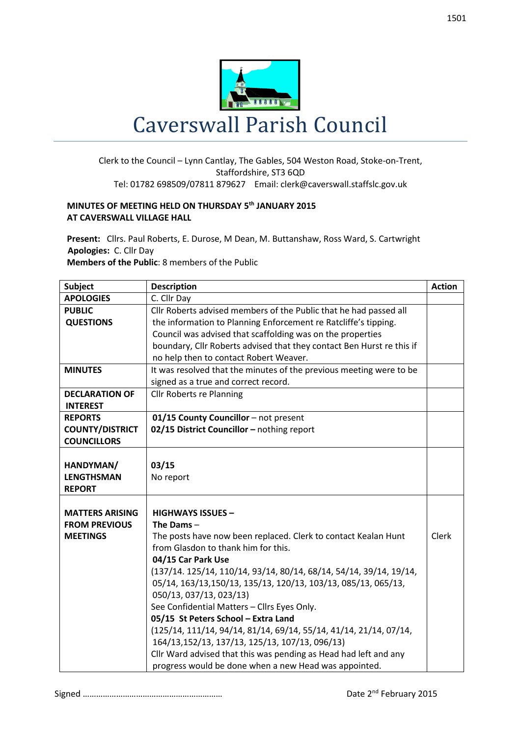# Caverswall Parish Council

Clerk to the Council – Lynn Cantlay, The Gables, 504 Weston Road, Stoke-on-Trent, Staffordshire, ST3 6QD
Tel: 01782 698509/07811 879627 Email: clerk@caverswall.staffslc.gov.uk

**MINUTES OF MEETING HELD ON THURSDAY 5th JANUARY 2015**
**AT CAVERSWALL VILLAGE HALL**

**Present:** Cllrs. Paul Roberts, E. Durose, M Dean, M. Buttanshaw, Ross Ward, S. Cartwright
**Apologies:** C. Cllr Day
**Members of the Public**: 8 members of the Public

| Subject | Description | Action |
|---|---|---|
| **APOLOGIES** | C. Cllr Day | |
| **PUBLIC QUESTIONS** | Cllr Roberts advised members of the Public that he had passed all the information to Planning Enforcement re Ratcliffe's tipping. Council was advised that scaffolding was on the properties boundary, Cllr Roberts advised that they contact Ben Hurst re this if no help then to contact Robert Weaver. | |
| **MINUTES** | It was resolved that the minutes of the previous meeting were to be signed as a true and correct record. | |
| **DECLARATION OF INTEREST** | Cllr Roberts re Planning | |
| **REPORTS COUNTY/DISTRICT COUNCILLORS** | **01/15 County Councillor** – not present<br>**02/15 District Councillor –** nothing report | |
| **HANDYMAN/ LENGTHSMAN REPORT** | **03/15**<br>No report | |
| **MATTERS ARISING FROM PREVIOUS MEETINGS** | **HIGHWAYS ISSUES –**<br>**The Dams** –<br>The posts have now been replaced. Clerk to contact Kealan Hunt from Glasdon to thank him for this.<br>**04/15 Car Park Use**<br>(137/14. 125/14, 110/14, 93/14, 80/14, 68/14, 54/14, 39/14, 19/14, 05/14, 163/13,150/13, 135/13, 120/13, 103/13, 085/13, 065/13, 050/13, 037/13, 023/13)<br>See Confidential Matters – Cllrs Eyes Only.<br>**05/15 St Peters School – Extra Land**<br>(125/14, 111/14, 94/14, 81/14, 69/14, 55/14, 41/14, 21/14, 07/14, 164/13,152/13, 137/13, 125/13, 107/13, 096/13)<br>Cllr Ward advised that this was pending as Head had left and any progress would be done when a new Head was appointed. | Clerk |

Signed ……………………………………………………… Date 2nd February 2015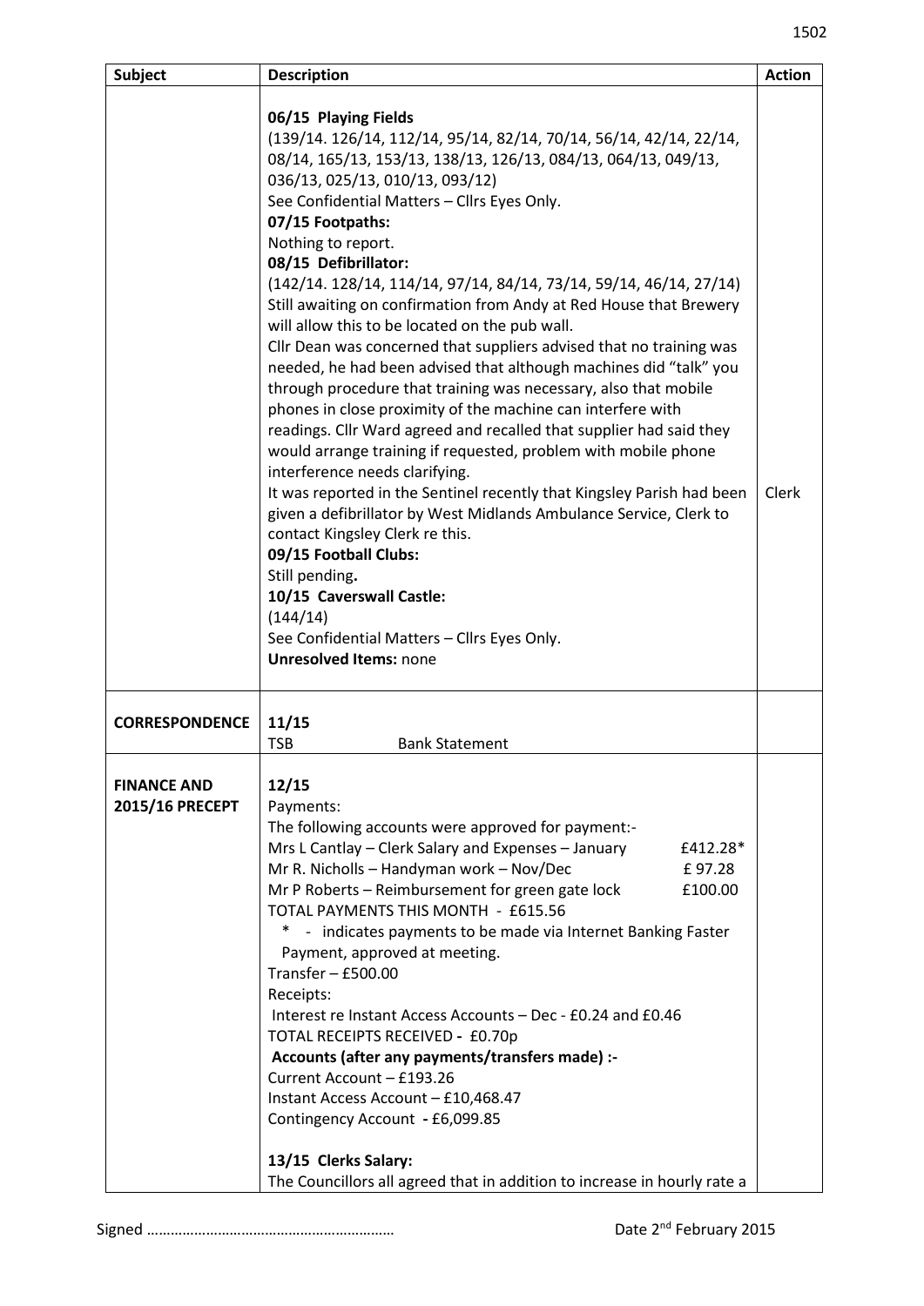| Subject | Description | Action |
|---|---|---|
| | **06/15 Playing Fields**<br>(139/14. 126/14, 112/14, 95/14, 82/14, 70/14, 56/14, 42/14, 22/14, 08/14, 165/13, 153/13, 138/13, 126/13, 084/13, 064/13, 049/13, 036/13, 025/13, 010/13, 093/12)<br>See Confidential Matters – Cllrs Eyes Only.<br>**07/15 Footpaths:**<br>Nothing to report.<br>**08/15 Defibrillator:**<br>(142/14. 128/14, 114/14, 97/14, 84/14, 73/14, 59/14, 46/14, 27/14)<br>Still awaiting on confirmation from Andy at Red House that Brewery will allow this to be located on the pub wall.<br>Cllr Dean was concerned that suppliers advised that no training was needed, he had been advised that although machines did "talk" you through procedure that training was necessary, also that mobile phones in close proximity of the machine can interfere with readings. Cllr Ward agreed and recalled that supplier had said they would arrange training if requested, problem with mobile phone interference needs clarifying.<br>It was reported in the Sentinel recently that Kingsley Parish had been given a defibrillator by West Midlands Ambulance Service, Clerk to contact Kingsley Clerk re this.<br>**09/15 Football Clubs:**<br>Still pending**.**<br>**10/15 Caverswall Castle:**<br>(144/14)<br>See Confidential Matters – Cllrs Eyes Only.<br>**Unresolved Items:** none | Clerk |
| **CORRESPONDENCE** | **11/15**<br>TSB Bank Statement | |
| **FINANCE AND 2015/16 PRECEPT** | **12/15**<br>Payments:<br>The following accounts were approved for payment:-<br>Mrs L Cantlay – Clerk Salary and Expenses – January £412.28*<br>Mr R. Nicholls – Handyman work – Nov/Dec £ 97.28<br>Mr P Roberts – Reimbursement for green gate lock £100.00<br>TOTAL PAYMENTS THIS MONTH - £615.56<br>* - indicates payments to be made via Internet Banking Faster Payment, approved at meeting.<br>Transfer – £500.00<br>Receipts:<br>Interest re Instant Access Accounts – Dec - £0.24 and £0.46<br>TOTAL RECEIPTS RECEIVED - £0.70p<br>**Accounts (after any payments/transfers made) :-**<br>Current Account – £193.26<br>Instant Access Account – £10,468.47<br>Contingency Account - £6,099.85<br><br>**13/15 Clerks Salary:**<br>The Councillors all agreed that in addition to increase in hourly rate a | |

Signed ……………………………………………………… Date 2nd February 2015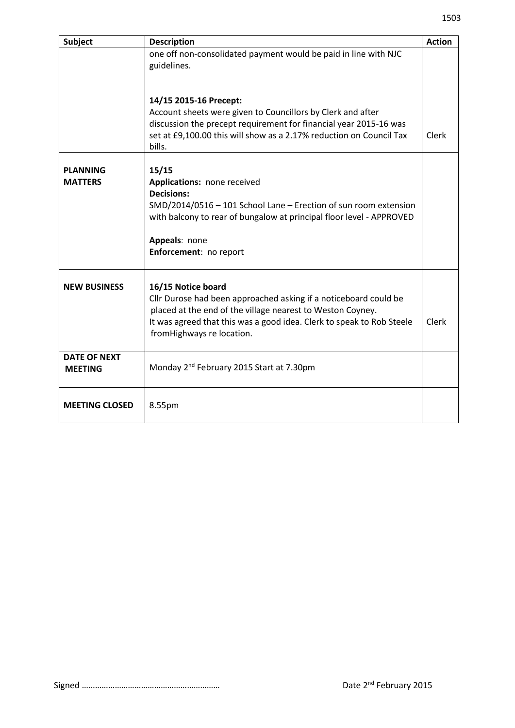| Subject | Description | Action |
|---|---|---|
| | one off non-consolidated payment would be paid in line with NJC guidelines.<br><br>**14/15 2015-16 Precept:**<br>Account sheets were given to Councillors by Clerk and after discussion the precept requirement for financial year 2015-16 was set at £9,100.00 this will show as a 2.17% reduction on Council Tax bills. | Clerk |
| **PLANNING MATTERS** | **15/15**<br>**Applications:** none received<br>**Decisions:**<br>SMD/2014/0516 – 101 School Lane – Erection of sun room extension with balcony to rear of bungalow at principal floor level - APPROVED<br><br>**Appeals**: none<br>**Enforcement**: no report | |
| **NEW BUSINESS** | **16/15 Notice board**<br>Cllr Durose had been approached asking if a noticeboard could be placed at the end of the village nearest to Weston Coyney.<br>It was agreed that this was a good idea. Clerk to speak to Rob Steele fromHighways re location. | Clerk |
| **DATE OF NEXT MEETING** | Monday 2nd February 2015 Start at 7.30pm | |
| **MEETING CLOSED** | 8.55pm | |

Signed ……………………………………………………… Date 2nd February 2015